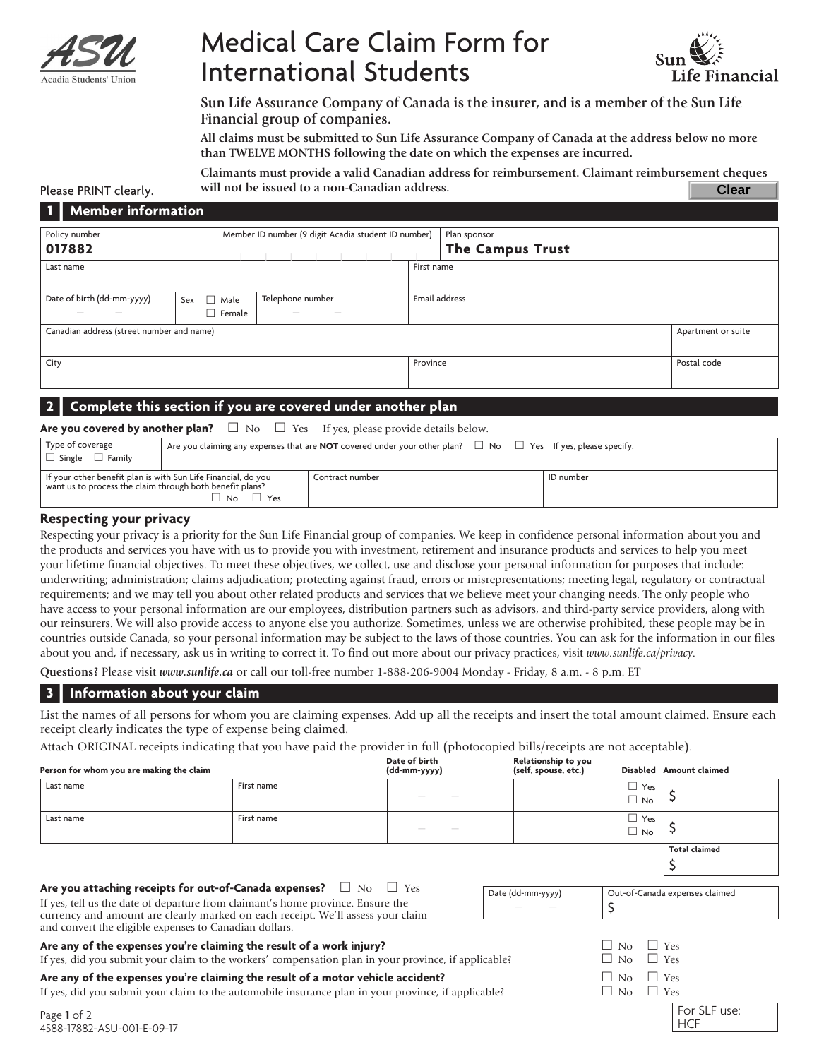# Medical Care Claim Form for International Students

ASU Acadia Students' Union — Sun Life Financial

**Sun Life Assurance Company of Canada is the insurer, and is a member of the Sun Life Financial group of companies.**

**All claims must be submitted to Sun Life Assurance Company of Canada at the address below no more than TWELVE MONTHS following the date on which the expenses are incurred.**

**Claimants must provide a valid Canadian address for reimbursement. Claimant reimbursement cheques will not be issued to a non-Canadian address.**

Please PRINT clearly.

Clear

## 1 Member information

| Policy number | Member ID number (9 digit Acadia student ID number) | Plan sponsor |
|---|---|---|
| **017882** | | **The Campus Trust** |

| Last name | First name |
|---|---|
| | |

| Date of birth (dd-mm-yyyy) | Sex ☐ Male ☐ Female | Telephone number | Email address |
|---|---|---|---|
| | | | |

| Canadian address (street number and name) | Apartment or suite |
|---|---|
| | |

| City | Province | Postal code |
|---|---|---|
| | | |

## 2 Complete this section if you are covered under another plan

**Are you covered by another plan?** ☐ No ☐ Yes If yes, please provide details below.

| Type of coverage ☐ Single ☐ Family | Are you claiming any expenses that are **NOT** covered under your other plan? ☐ No ☐ Yes If yes, please specify. | |
|---|---|---|
| If your other benefit plan is with Sun Life Financial, do you want us to process the claim through both benefit plans? ☐ No ☐ Yes | Contract number | ID number |

### Respecting your privacy

Respecting your privacy is a priority for the Sun Life Financial group of companies. We keep in confidence personal information about you and the products and services you have with us to provide you with investment, retirement and insurance products and services to help you meet your lifetime financial objectives. To meet these objectives, we collect, use and disclose your personal information for purposes that include: underwriting; administration; claims adjudication; protecting against fraud, errors or misrepresentations; meeting legal, regulatory or contractual requirements; and we may tell you about other related products and services that we believe meet your changing needs. The only people who have access to your personal information are our employees, distribution partners such as advisors, and third-party service providers, along with our reinsurers. We will also provide access to anyone else you authorize. Sometimes, unless we are otherwise prohibited, these people may be in countries outside Canada, so your personal information may be subject to the laws of those countries. You can ask for the information in our files about you and, if necessary, ask us in writing to correct it. To find out more about our privacy practices, visit *www.sunlife.ca/privacy*.

**Questions?** Please visit ***www.sunlife.ca*** or call our toll-free number 1-888-206-9004 Monday - Friday, 8 a.m. - 8 p.m. ET

## 3 Information about your claim

List the names of all persons for whom you are claiming expenses. Add up all the receipts and insert the total amount claimed. Ensure each receipt clearly indicates the type of expense being claimed.

Attach ORIGINAL receipts indicating that you have paid the provider in full (photocopied bills/receipts are not acceptable).

| Person for whom you are making the claim | | Date of birth (dd-mm-yyyy) | Relationship to you (self, spouse, etc.) | Disabled | Amount claimed |
|---|---|---|---|---|---|
| Last name | First name | | | ☐ Yes ☐ No | $ |
| Last name | First name | | | ☐ Yes ☐ No | $ |
| | | | | | **Total claimed** $ |

**Are you attaching receipts for out-of-Canada expenses?** ☐ No ☐ Yes

If yes, tell us the date of departure from claimant's home province. Ensure the currency and amount are clearly marked on each receipt. We'll assess your claim and convert the eligible expenses to Canadian dollars.

| Date (dd-mm-yyyy) | Out-of-Canada expenses claimed |
|---|---|
| | $ |

**Are any of the expenses you're claiming the result of a work injury?** ☐ No ☐ Yes

If yes, did you submit your claim to the workers' compensation plan in your province, if applicable? ☐ No ☐ Yes

**Are any of the expenses you're claiming the result of a motor vehicle accident?** ☐ No ☐ Yes

If yes, did you submit your claim to the automobile insurance plan in your province, if applicable? ☐ No ☐ Yes

For SLF use: HCF

4588-17882-ASU-001-E-09-17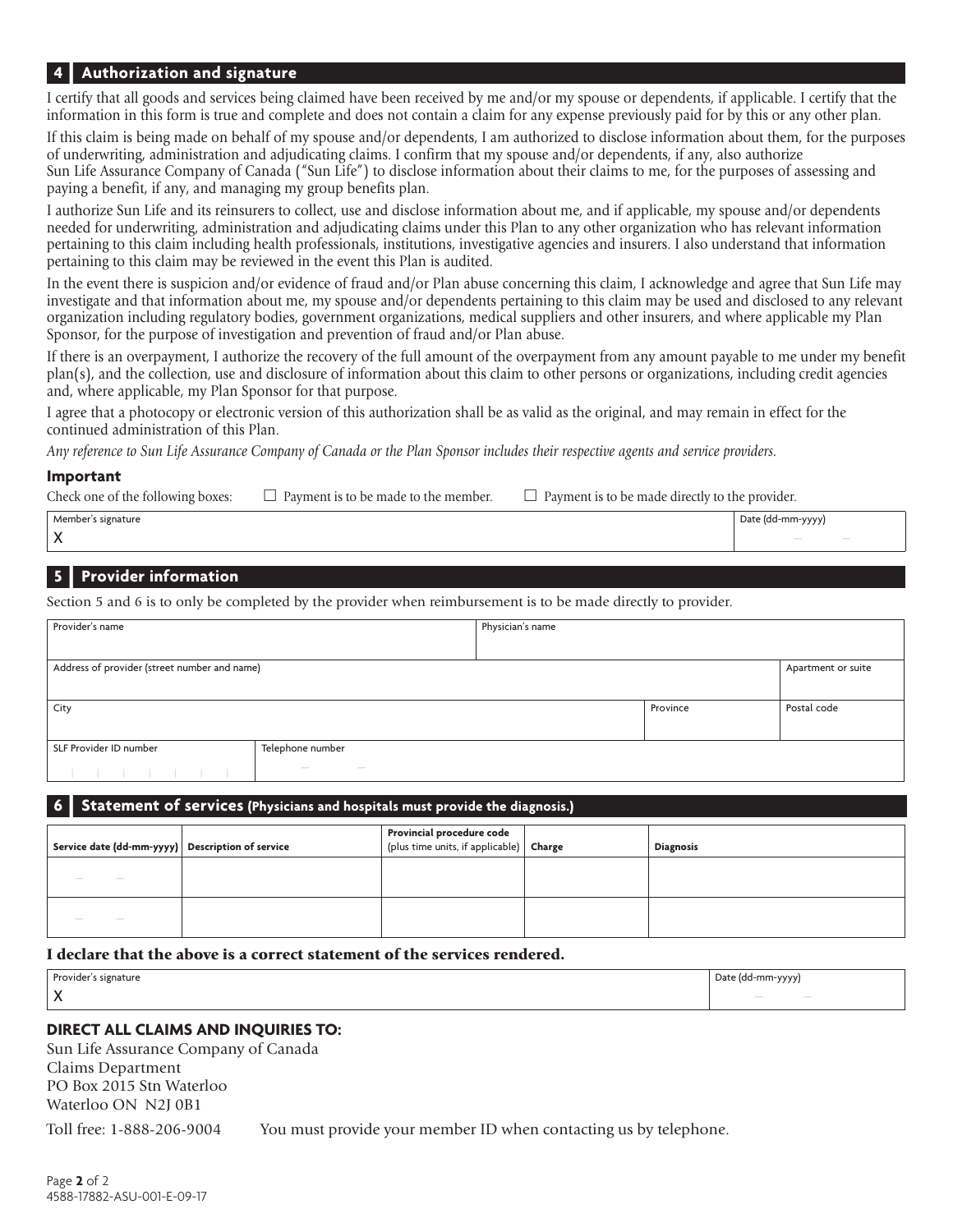## 4 Authorization and signature

I certify that all goods and services being claimed have been received by me and/or my spouse or dependents, if applicable. I certify that the information in this form is true and complete and does not contain a claim for any expense previously paid for by this or any other plan.

If this claim is being made on behalf of my spouse and/or dependents, I am authorized to disclose information about them, for the purposes of underwriting, administration and adjudicating claims. I confirm that my spouse and/or dependents, if any, also authorize Sun Life Assurance Company of Canada ("Sun Life") to disclose information about their claims to me, for the purposes of assessing and paying a benefit, if any, and managing my group benefits plan.

I authorize Sun Life and its reinsurers to collect, use and disclose information about me, and if applicable, my spouse and/or dependents needed for underwriting, administration and adjudicating claims under this Plan to any other organization who has relevant information pertaining to this claim including health professionals, institutions, investigative agencies and insurers. I also understand that information pertaining to this claim may be reviewed in the event this Plan is audited.

In the event there is suspicion and/or evidence of fraud and/or Plan abuse concerning this claim, I acknowledge and agree that Sun Life may investigate and that information about me, my spouse and/or dependents pertaining to this claim may be used and disclosed to any relevant organization including regulatory bodies, government organizations, medical suppliers and other insurers, and where applicable my Plan Sponsor, for the purpose of investigation and prevention of fraud and/or Plan abuse.

If there is an overpayment, I authorize the recovery of the full amount of the overpayment from any amount payable to me under my benefit plan(s), and the collection, use and disclosure of information about this claim to other persons or organizations, including credit agencies and, where applicable, my Plan Sponsor for that purpose.

I agree that a photocopy or electronic version of this authorization shall be as valid as the original, and may remain in effect for the continued administration of this Plan.

*Any reference to Sun Life Assurance Company of Canada or the Plan Sponsor includes their respective agents and service providers.*

**Important**

Check one of the following boxes: ☐ Payment is to be made to the member. ☐ Payment is to be made directly to the provider.

| Member's signature | Date (dd-mm-yyyy) |
|---|---|
| X | – – |

## 5 Provider information

Section 5 and 6 is to only be completed by the provider when reimbursement is to be made directly to provider.

| Provider's name | | Physician's name | |
|---|---|---|---|
| Address of provider (street number and name) | | | Apartment or suite |
| City | | Province | Postal code |
| SLF Provider ID number | Telephone number | | |

## 6 Statement of services (Physicians and hospitals must provide the diagnosis.)

| Service date (dd-mm-yyyy) | Description of service | Provincial procedure code (plus time units, if applicable) | Charge | Diagnosis |
|---|---|---|---|---|
| – – | | | | |
| – – | | | | |

**I declare that the above is a correct statement of the services rendered.**

| Provider's signature | Date (dd-mm-yyyy) |
|---|---|
| X | – – |

**DIRECT ALL CLAIMS AND INQUIRIES TO:**

Sun Life Assurance Company of Canada
Claims Department
PO Box 2015 Stn Waterloo
Waterloo ON N2J 0B1

Toll free: 1-888-206-9004 You must provide your member ID when contacting us by telephone.

4588-17882-ASU-001-E-09-17